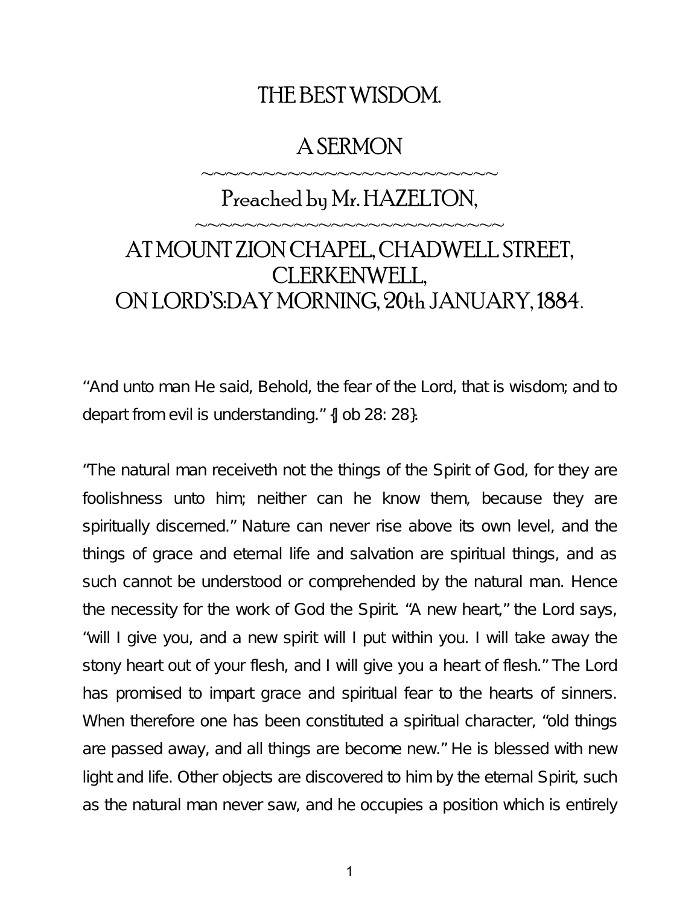# THE BEST WISDOM.

## A SERMON

~~~~~~~~~~~~~~~~~~~~~~~~~

### Preached by Mr. HAZELTON,

~~~~~~~~~~~~~~~~~~~~~~~~~~

### AT MOUNT ZION CHAPEL, CHADWELL STREET, CLERKENWELL, ON LORD'S-DAY MORNING, 20th JANUARY, 1884.

"And unto man He said, Behold, the fear of the Lord, that is wisdom; and to depart from evil is understanding." {Job 28: 28}.

"The natural man receiveth not the things of the Spirit of God, for they are foolishness unto him; neither can he know them, because they are spiritually discerned." Nature can never rise above its own level, and the things of grace and eternal life and salvation are spiritual things, and as such cannot be understood or comprehended by the natural man. Hence the necessity for the work of God the Spirit. "A new heart," the Lord says, "will I give you, and a new spirit will I put within you. I will take away the stony heart out of your flesh, and I will give you a heart of flesh." The Lord has promised to impart grace and spiritual fear to the hearts of sinners. When therefore one has been constituted a spiritual character, "old things are passed away, and all things are become new." He is blessed with new light and life. Other objects are discovered to him by the eternal Spirit, such as the natural man never saw, and he occupies a position which is entirely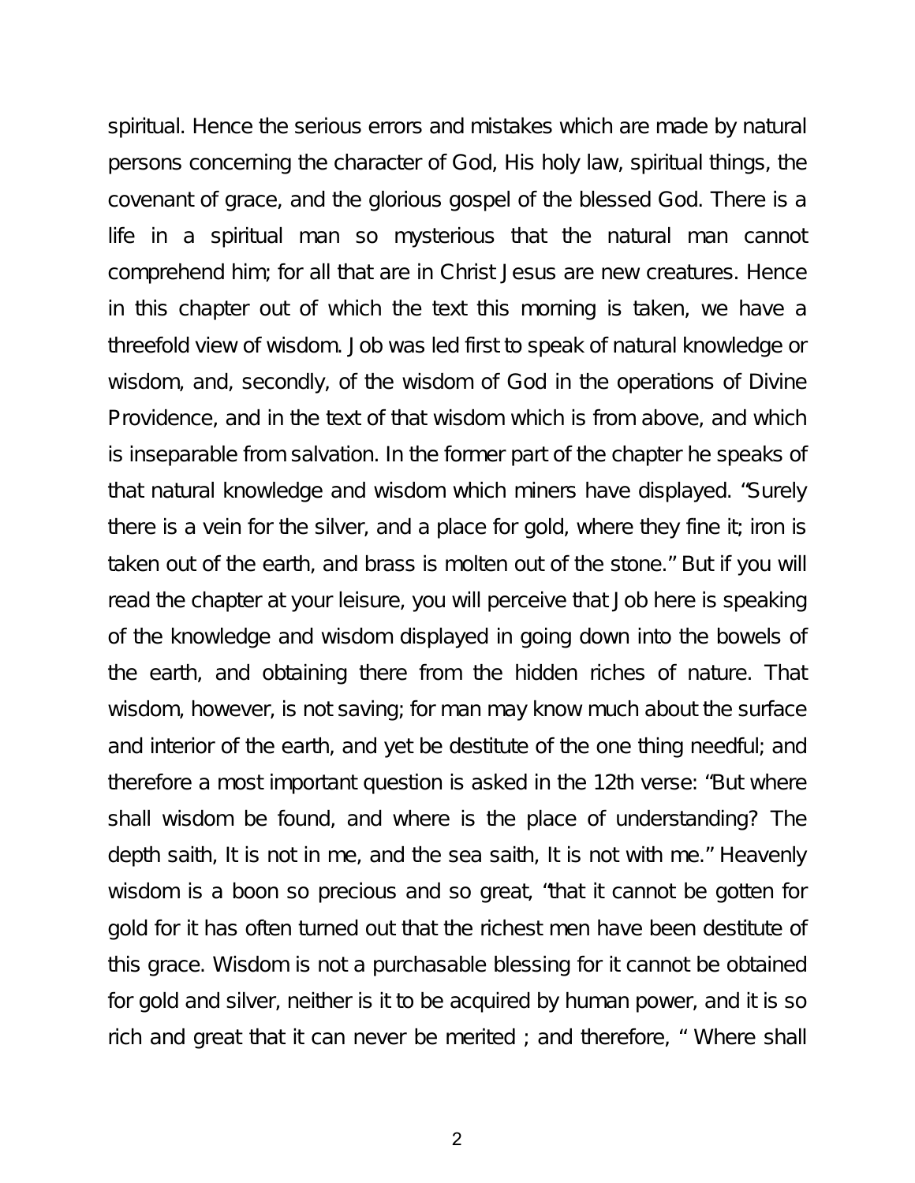spiritual. Hence the serious errors and mistakes which are made by natural persons concerning the character of God, His holy law, spiritual things, the covenant of grace, and the glorious gospel of the blessed God. There is a life in a spiritual man so mysterious that the natural man cannot comprehend him; for all that are in Christ Jesus are new creatures. Hence in this chapter out of which the text this morning is taken, we have a threefold view of wisdom. Job was led first to speak of natural knowledge or wisdom, and, secondly, of the wisdom of God in the operations of Divine Providence, and in the text of that wisdom which is from above, and which is inseparable from salvation. In the former part of the chapter he speaks of that natural knowledge and wisdom which miners have displayed. "Surely there is a vein for the silver, and a place for gold, where they fine it; iron is taken out of the earth, and brass is molten out of the stone." But if you will read the chapter at your leisure, you will perceive that Job here is speaking of the knowledge and wisdom displayed in going down into the bowels of the earth, and obtaining there from the hidden riches of nature. That wisdom, however, is not saving; for man may know much about the surface and interior of the earth, and yet be destitute of the one thing needful; and therefore a most important question is asked in the 12th verse: "But where shall wisdom be found, and where is the place of understanding? The depth saith, It is not in me, and the sea saith, It is not with me." Heavenly wisdom is a boon so precious and so great, "that it cannot be gotten for gold for it has often turned out that the richest men have been destitute of this grace. Wisdom is not a purchasable blessing for it cannot be obtained for gold and silver, neither is it to be acquired by human power, and it is so rich and great that it can never be merited ; and therefore, " Where shall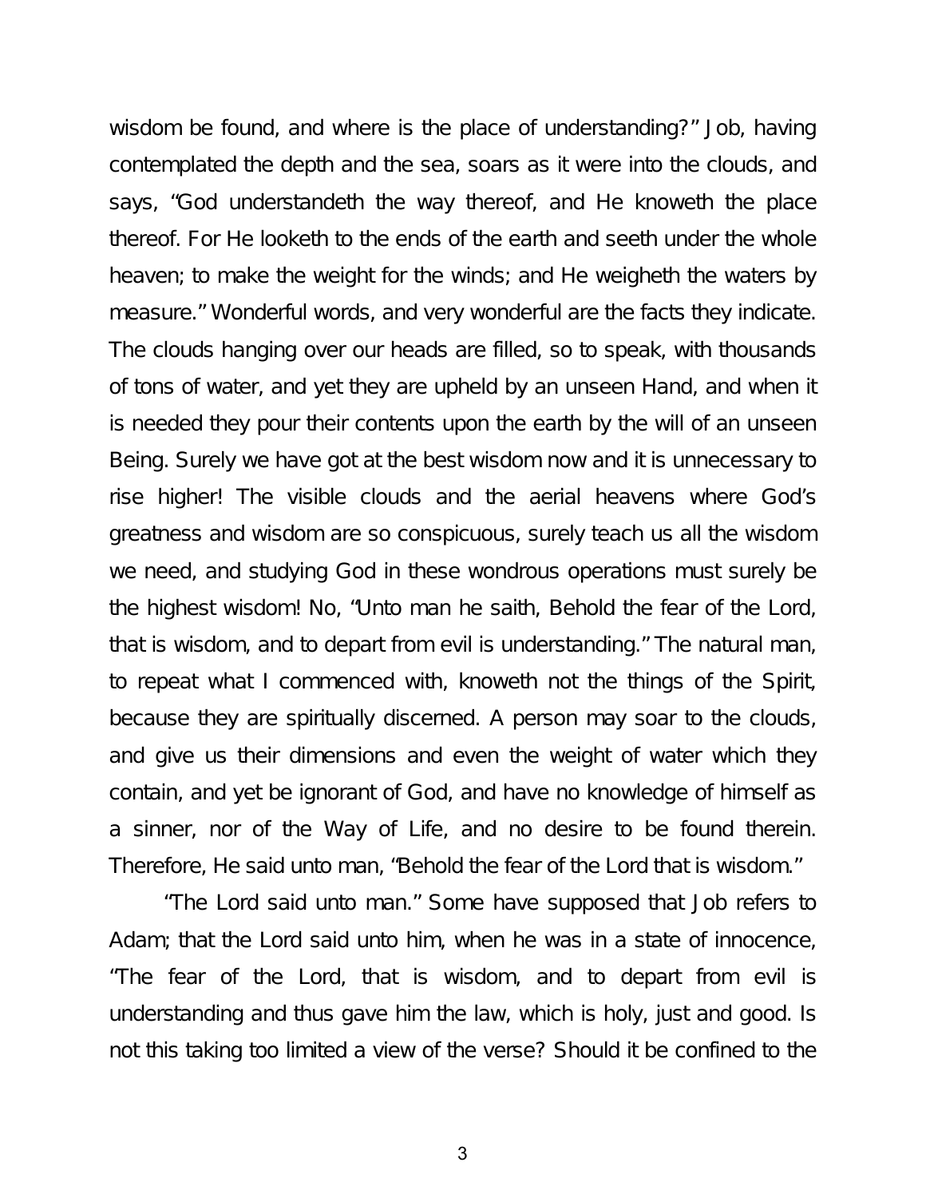wisdom be found, and where is the place of understanding?" Job, having contemplated the depth and the sea, soars as it were into the clouds, and says, "God understandeth the way thereof, and He knoweth the place thereof. For He looketh to the ends of the earth and seeth under the whole heaven; to make the weight for the winds; and He weigheth the waters by measure." Wonderful words, and very wonderful are the facts they indicate. The clouds hanging over our heads are filled, so to speak, with thousands of tons of water, and yet they are upheld by an unseen Hand, and when it is needed they pour their contents upon the earth by the will of an unseen Being. Surely we have got at the best wisdom now and it is unnecessary to rise higher! The visible clouds and the aerial heavens where God's greatness and wisdom are so conspicuous, surely teach us all the wisdom we need, and studying God in these wondrous operations must surely be the highest wisdom! No, "Unto man he saith, Behold the fear of the Lord, that is wisdom, and to depart from evil is understanding." The natural man, to repeat what I commenced with, knoweth not the things of the Spirit, because they are spiritually discerned. A person may soar to the clouds, and give us their dimensions and even the weight of water which they contain, and yet be ignorant of God, and have no knowledge of himself as a sinner, nor of the Way of Life, and no desire to be found therein. Therefore, He said unto man, "Behold the fear of the Lord that is wisdom."

"The Lord said unto man." Some have supposed that Job refers to Adam; that the Lord said unto him, when he was in a state of innocence, "The fear of the Lord, that is wisdom, and to depart from evil is understanding and thus gave him the law, which is holy, just and good. Is not this taking too limited a view of the verse? Should it be confined to the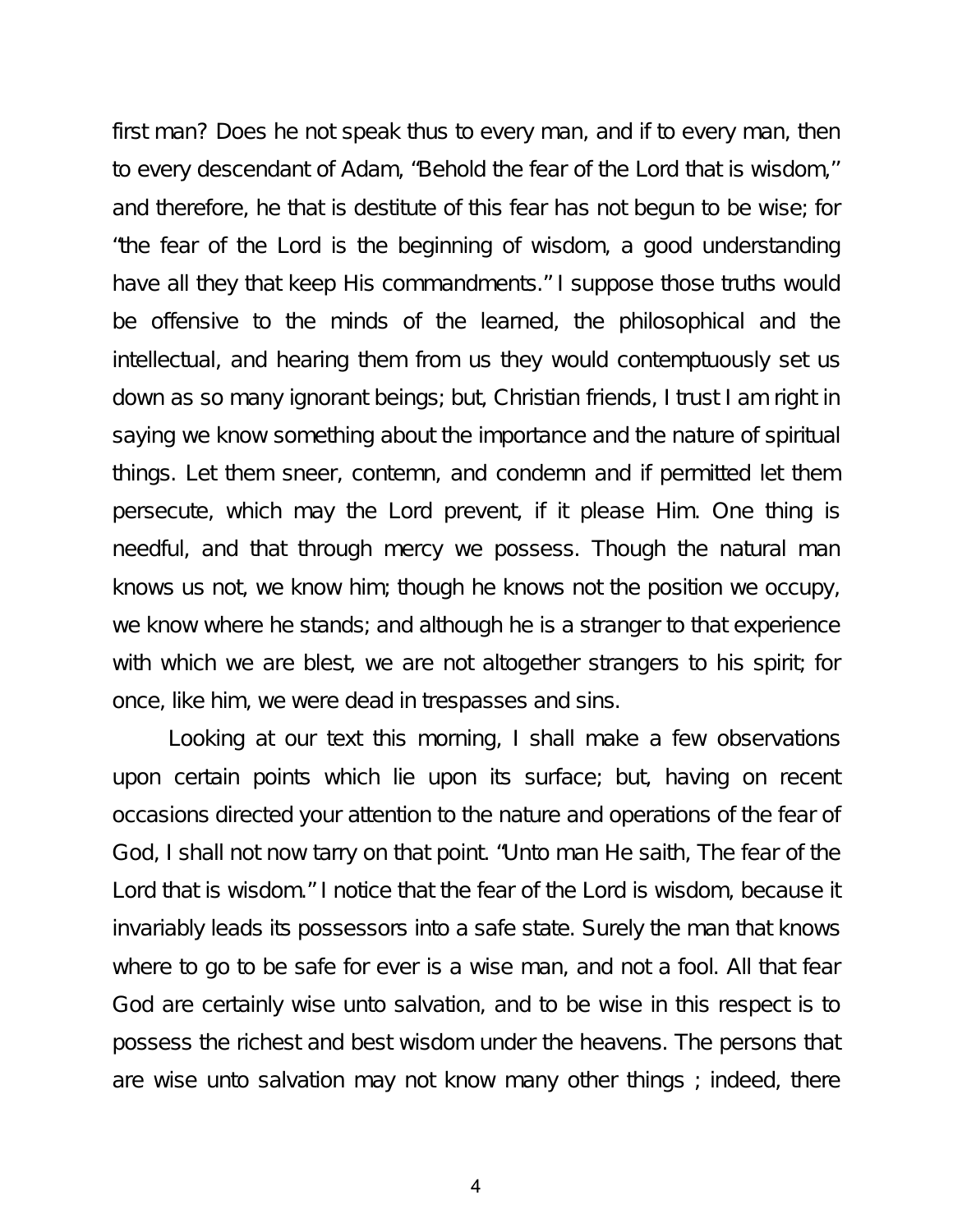first man? Does he not speak thus to every man, and if to every man, then to every descendant of Adam, "Behold the fear of the Lord that is wisdom," and therefore, he that is destitute of this fear has not begun to be wise; for "the fear of the Lord is the beginning of wisdom, a good understanding have all they that keep His commandments." I suppose those truths would be offensive to the minds of the learned, the philosophical and the intellectual, and hearing them from us they would contemptuously set us down as so many ignorant beings; but, Christian friends, I trust I am right in saying we know something about the importance and the nature of spiritual things. Let them sneer, contemn, and condemn and if permitted let them persecute, which may the Lord prevent, if it please Him. One thing is needful, and that through mercy we possess. Though the natural man knows us not, we know him; though he knows not the position we occupy, we know where he stands; and although he is a stranger to that experience with which we are blest, we are not altogether strangers to his spirit; for once, like him, we were dead in trespasses and sins.

Looking at our text this morning, I shall make a few observations upon certain points which lie upon its surface; but, having on recent occasions directed your attention to the nature and operations of the fear of God, I shall not now tarry on that point. "Unto man He saith, The fear of the Lord that is wisdom." I notice that the fear of the Lord is wisdom, because it invariably leads its possessors into a safe state. Surely the man that knows where to go to be safe for ever is a wise man, and not a fool. All that fear God are certainly wise unto salvation, and to be wise in this respect is to possess the richest and best wisdom under the heavens. The persons that are wise unto salvation may not know many other things ; indeed, there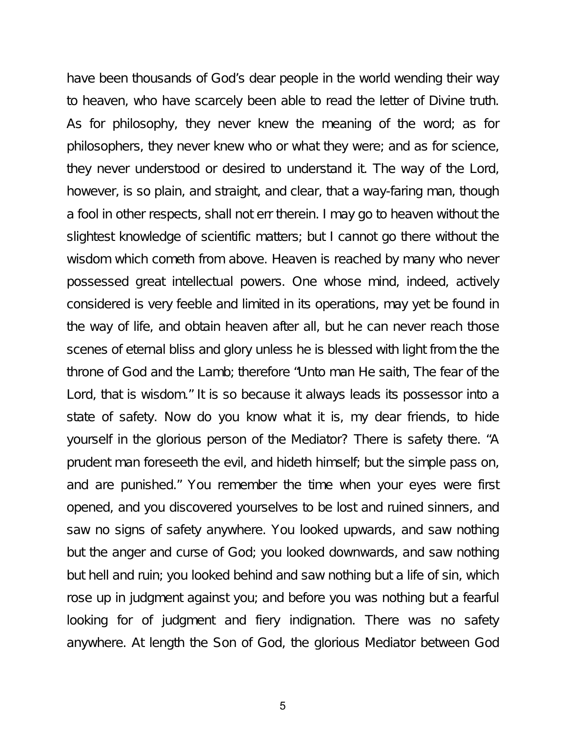have been thousands of God's dear people in the world wending their way to heaven, who have scarcely been able to read the letter of Divine truth. As for philosophy, they never knew the meaning of the word; as for philosophers, they never knew who or what they were; and as for science, they never understood or desired to understand it. The way of the Lord, however, is so plain, and straight, and clear, that a way-faring man, though a fool in other respects, shall not err therein. I may go to heaven without the slightest knowledge of scientific matters; but I cannot go there without the wisdom which cometh from above. Heaven is reached by many who never possessed great intellectual powers. One whose mind, indeed, actively considered is very feeble and limited in its operations, may yet be found in the way of life, and obtain heaven after all, but he can never reach those scenes of eternal bliss and glory unless he is blessed with light from the the throne of God and the Lamb; therefore "Unto man He saith, The fear of the Lord, that is wisdom." It is so because it always leads its possessor into a state of safety. Now do you know what it is, my dear friends, to hide yourself in the glorious person of the Mediator? There is safety there. "A prudent man foreseeth the evil, and hideth himself; but the simple pass on, and are punished." You remember the time when your eyes were first opened, and you discovered yourselves to be lost and ruined sinners, and saw no signs of safety anywhere. You looked upwards, and saw nothing but the anger and curse of God; you looked downwards, and saw nothing but hell and ruin; you looked behind and saw nothing but a life of sin, which rose up in judgment against you; and before you was nothing but a fearful looking for of judgment and fiery indignation. There was no safety anywhere. At length the Son of God, the glorious Mediator between God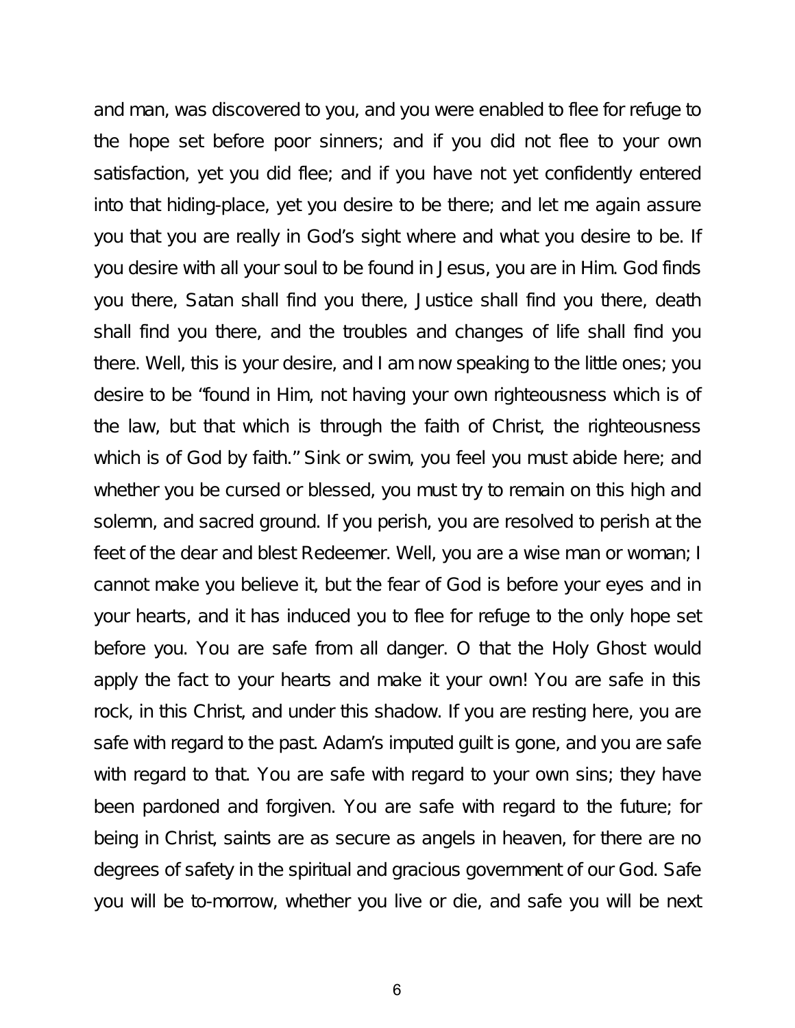and man, was discovered to you, and you were enabled to flee for refuge to the hope set before poor sinners; and if you did not flee to your own satisfaction, yet you did flee; and if you have not yet confidently entered into that hiding-place, yet you desire to be there; and let me again assure you that you are really in God's sight where and what you desire to be. If you desire with all your soul to be found in Jesus, you are in Him. God finds you there, Satan shall find you there, Justice shall find you there, death shall find you there, and the troubles and changes of life shall find you there. Well, this is your desire, and I am now speaking to the little ones; you desire to be "found in Him, not having your own righteousness which is of the law, but that which is through the faith of Christ, the righteousness which is of God by faith." Sink or swim, you feel you must abide here; and whether you be cursed or blessed, you must try to remain on this high and solemn, and sacred ground. If you perish, you are resolved to perish at the feet of the dear and blest Redeemer. Well, you are a wise man or woman; I cannot make you believe it, but the fear of God is before your eyes and in your hearts, and it has induced you to flee for refuge to the only hope set before you. You are safe from all danger. O that the Holy Ghost would apply the fact to your hearts and make it your own! You are safe in this rock, in this Christ, and under this shadow. If you are resting here, you are safe with regard to the past. Adam's imputed guilt is gone, and you are safe with regard to that. You are safe with regard to your own sins; they have been pardoned and forgiven. You are safe with regard to the future; for being in Christ, saints are as secure as angels in heaven, for there are no degrees of safety in the spiritual and gracious government of our God. Safe you will be to-morrow, whether you live or die, and safe you will be next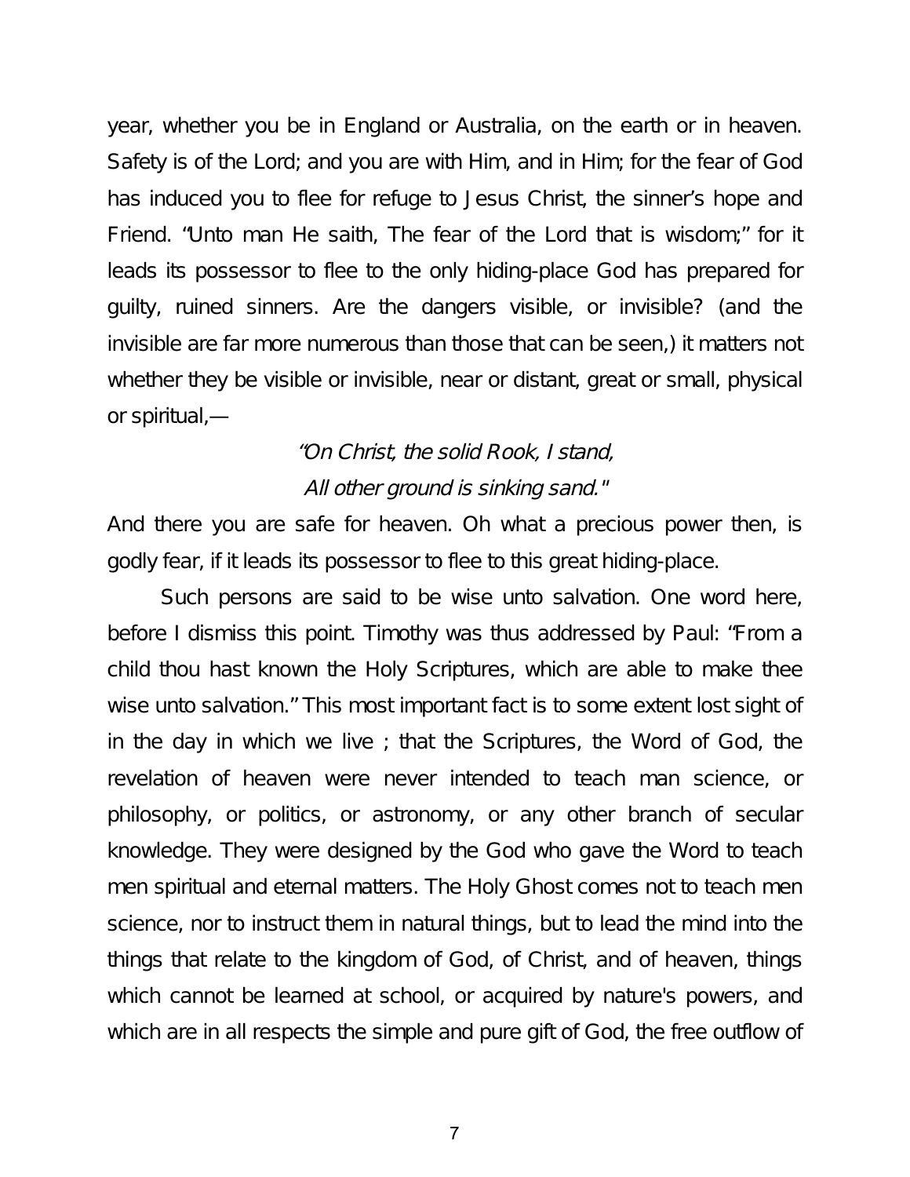year, whether you be in England or Australia, on the earth or in heaven. Safety is of the Lord; and you are with Him, and in Him; for the fear of God has induced you to flee for refuge to Jesus Christ, the sinner's hope and Friend. "Unto man He saith, The fear of the Lord that is wisdom;" for it leads its possessor to flee to the only hiding-place God has prepared for guilty, ruined sinners. Are the dangers visible, or invisible? (and the invisible are far more numerous than those that can be seen,) it matters not whether they be visible or invisible, near or distant, great or small, physical or spiritual,—

*"On Christ, the solid Rook, I stand,*
*All other ground is sinking sand."*

And there you are safe for heaven. Oh what a precious power then, is godly fear, if it leads its possessor to flee to this great hiding-place.

Such persons are said to be wise unto salvation. One word here, before I dismiss this point. Timothy was thus addressed by Paul: "From a child thou hast known the Holy Scriptures, which are able to make thee wise unto salvation." This most important fact is to some extent lost sight of in the day in which we live ; that the Scriptures, the Word of God, the revelation of heaven were never intended to teach man science, or philosophy, or politics, or astronomy, or any other branch of secular knowledge. They were designed by the God who gave the Word to teach men spiritual and eternal matters. The Holy Ghost comes not to teach men science, nor to instruct them in natural things, but to lead the mind into the things that relate to the kingdom of God, of Christ, and of heaven, things which cannot be learned at school, or acquired by nature's powers, and which are in all respects the simple and pure gift of God, the free outflow of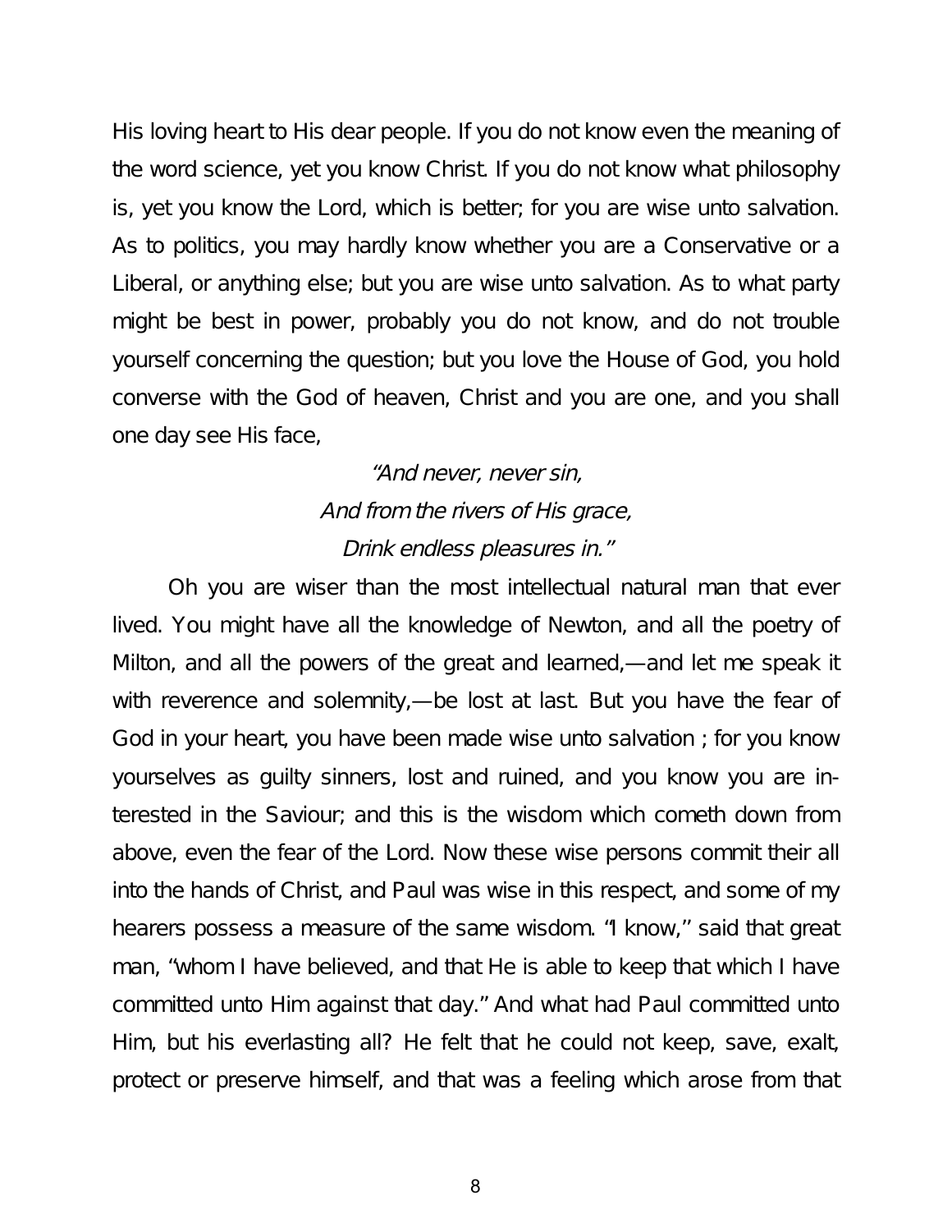His loving heart to His dear people. If you do not know even the meaning of the word science, yet you know Christ. If you do not know what philosophy is, yet you know the Lord, which is better; for you are wise unto salvation. As to politics, you may hardly know whether you are a Conservative or a Liberal, or anything else; but you are wise unto salvation. As to what party might be best in power, probably you do not know, and do not trouble yourself concerning the question; but you love the House of God, you hold converse with the God of heaven, Christ and you are one, and you shall one day see His face,

*"And never, never sin,*
*And from the rivers of His grace,*
*Drink endless pleasures in."*

Oh you are wiser than the most intellectual natural man that ever lived. You might have all the knowledge of Newton, and all the poetry of Milton, and all the powers of the great and learned,—and let me speak it with reverence and solemnity,—be lost at last. But you have the fear of God in your heart, you have been made wise unto salvation ; for you know yourselves as guilty sinners, lost and ruined, and you know you are interested in the Saviour; and this is the wisdom which cometh down from above, even the fear of the Lord. Now these wise persons commit their all into the hands of Christ, and Paul was wise in this respect, and some of my hearers possess a measure of the same wisdom. "I know," said that great man, "whom I have believed, and that He is able to keep that which I have committed unto Him against that day." And what had Paul committed unto Him, but his everlasting all? He felt that he could not keep, save, exalt, protect or preserve himself, and that was a feeling which arose from that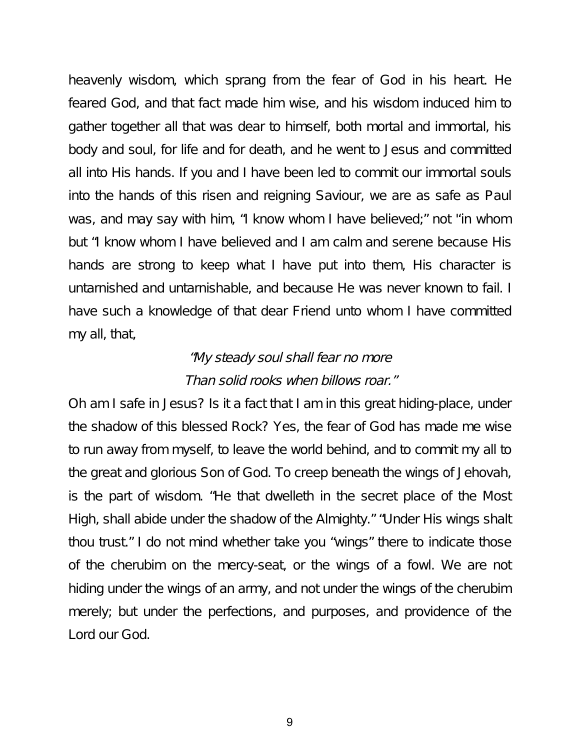heavenly wisdom, which sprang from the fear of God in his heart. He feared God, and that fact made him wise, and his wisdom induced him to gather together all that was dear to himself, both mortal and immortal, his body and soul, for life and for death, and he went to Jesus and committed all into His hands. If you and I have been led to commit our immortal souls into the hands of this risen and reigning Saviour, we are as safe as Paul was, and may say with him, "I know whom I have believed;" not "in whom but "I know whom I have believed and I am calm and serene because His hands are strong to keep what I have put into them, His character is untarnished and untarnishable, and because He was never known to fail. I have such a knowledge of that dear Friend unto whom I have committed my all, that,

*"My steady soul shall fear no more*
*Than solid rooks when billows roar."*

Oh am I safe in Jesus? Is it a fact that I am in this great hiding-place, under the shadow of this blessed Rock? Yes, the fear of God has made me wise to run away from myself, to leave the world behind, and to commit my all to the great and glorious Son of God. To creep beneath the wings of Jehovah, is the part of wisdom. "He that dwelleth in the secret place of the Most High, shall abide under the shadow of the Almighty." "Under His wings shalt thou trust." I do not mind whether take you "wings" there to indicate those of the cherubim on the mercy-seat, or the wings of a fowl. We are not hiding under the wings of an army, and not under the wings of the cherubim merely; but under the perfections, and purposes, and providence of the Lord our God.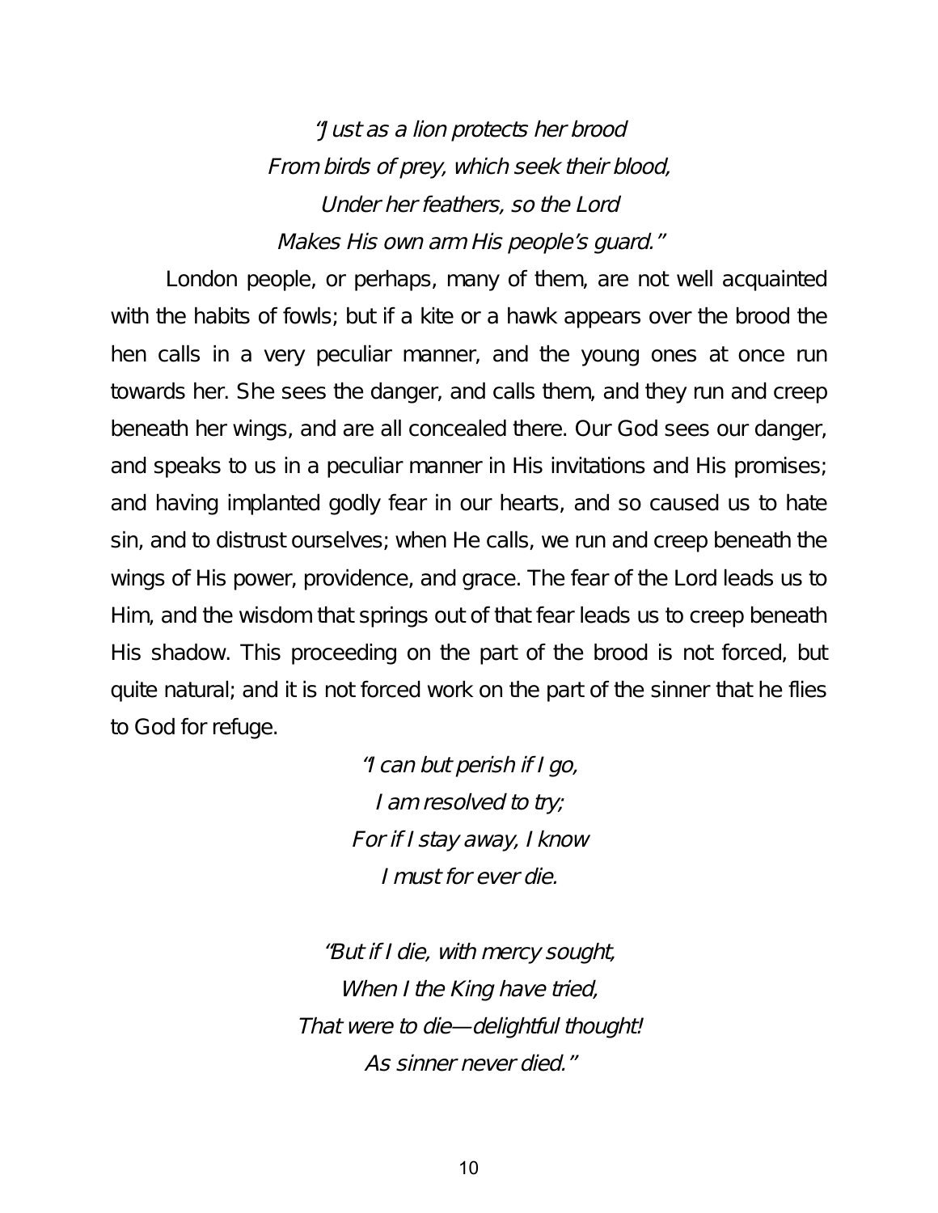*"Just as a lion protects her brood*
*From birds of prey, which seek their blood,*
*Under her feathers, so the Lord*
*Makes His own arm His people's guard."*

London people, or perhaps, many of them, are not well acquainted with the habits of fowls; but if a kite or a hawk appears over the brood the hen calls in a very peculiar manner, and the young ones at once run towards her. She sees the danger, and calls them, and they run and creep beneath her wings, and are all concealed there. Our God sees our danger, and speaks to us in a peculiar manner in His invitations and His promises; and having implanted godly fear in our hearts, and so caused us to hate sin, and to distrust ourselves; when He calls, we run and creep beneath the wings of His power, providence, and grace. The fear of the Lord leads us to Him, and the wisdom that springs out of that fear leads us to creep beneath His shadow. This proceeding on the part of the brood is not forced, but quite natural; and it is not forced work on the part of the sinner that he flies to God for refuge.

*"I can but perish if I go,*
*I am resolved to try;*
*For if I stay away, I know*
*I must for ever die.*

*"But if I die, with mercy sought,*
*When I the King have tried,*
*That were to die—delightful thought!*
*As sinner never died."*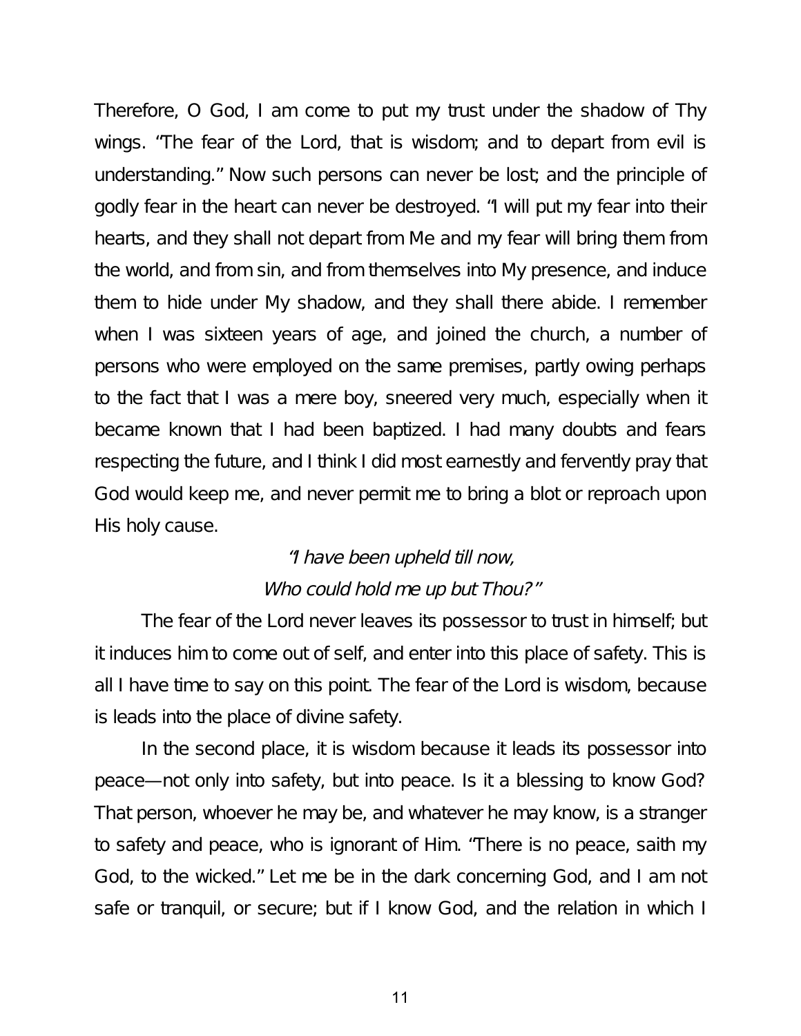Therefore, O God, I am come to put my trust under the shadow of Thy wings. "The fear of the Lord, that is wisdom; and to depart from evil is understanding." Now such persons can never be lost; and the principle of godly fear in the heart can never be destroyed. "I will put my fear into their hearts, and they shall not depart from Me and my fear will bring them from the world, and from sin, and from themselves into My presence, and induce them to hide under My shadow, and they shall there abide. I remember when I was sixteen years of age, and joined the church, a number of persons who were employed on the same premises, partly owing perhaps to the fact that I was a mere boy, sneered very much, especially when it became known that I had been baptized. I had many doubts and fears respecting the future, and I think I did most earnestly and fervently pray that God would keep me, and never permit me to bring a blot or reproach upon His holy cause.

*"I have been upheld till now,*
*Who could hold me up but Thou?"*

The fear of the Lord never leaves its possessor to trust in himself; but it induces him to come out of self, and enter into this place of safety. This is all I have time to say on this point. The fear of the Lord is wisdom, because is leads into the place of divine safety.

In the second place, it is wisdom because it leads its possessor into peace—not only into safety, but into peace. Is it a blessing to know God? That person, whoever he may be, and whatever he may know, is a stranger to safety and peace, who is ignorant of Him. "There is no peace, saith my God, to the wicked." Let me be in the dark concerning God, and I am not safe or tranquil, or secure; but if I know God, and the relation in which I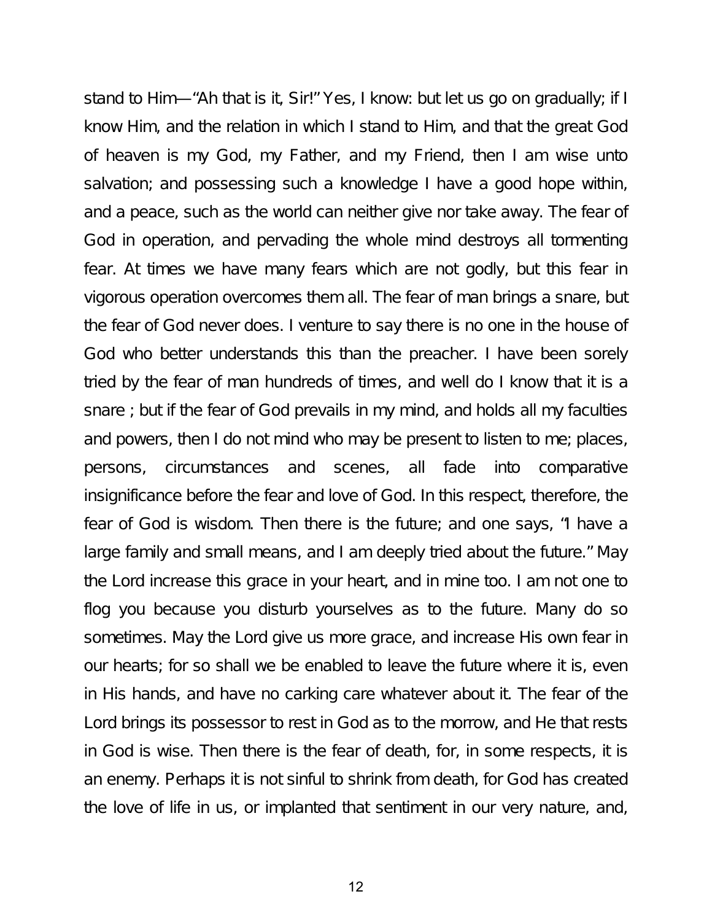stand to Him—"Ah that is it, Sir!" Yes, I know: but let us go on gradually; if I know Him, and the relation in which I stand to Him, and that the great God of heaven is my God, my Father, and my Friend, then I am wise unto salvation; and possessing such a knowledge I have a good hope within, and a peace, such as the world can neither give nor take away. The fear of God in operation, and pervading the whole mind destroys all tormenting fear. At times we have many fears which are not godly, but this fear in vigorous operation overcomes them all. The fear of man brings a snare, but the fear of God never does. I venture to say there is no one in the house of God who better understands this than the preacher. I have been sorely tried by the fear of man hundreds of times, and well do I know that it is a snare ; but if the fear of God prevails in my mind, and holds all my faculties and powers, then I do not mind who may be present to listen to me; places, persons, circumstances and scenes, all fade into comparative insignificance before the fear and love of God. In this respect, therefore, the fear of God is wisdom. Then there is the future; and one says, "I have a large family and small means, and I am deeply tried about the future." May the Lord increase this grace in your heart, and in mine too. I am not one to flog you because you disturb yourselves as to the future. Many do so sometimes. May the Lord give us more grace, and increase His own fear in our hearts; for so shall we be enabled to leave the future where it is, even in His hands, and have no carking care whatever about it. The fear of the Lord brings its possessor to rest in God as to the morrow, and He that rests in God is wise. Then there is the fear of death, for, in some respects, it is an enemy. Perhaps it is not sinful to shrink from death, for God has created the love of life in us, or implanted that sentiment in our very nature, and,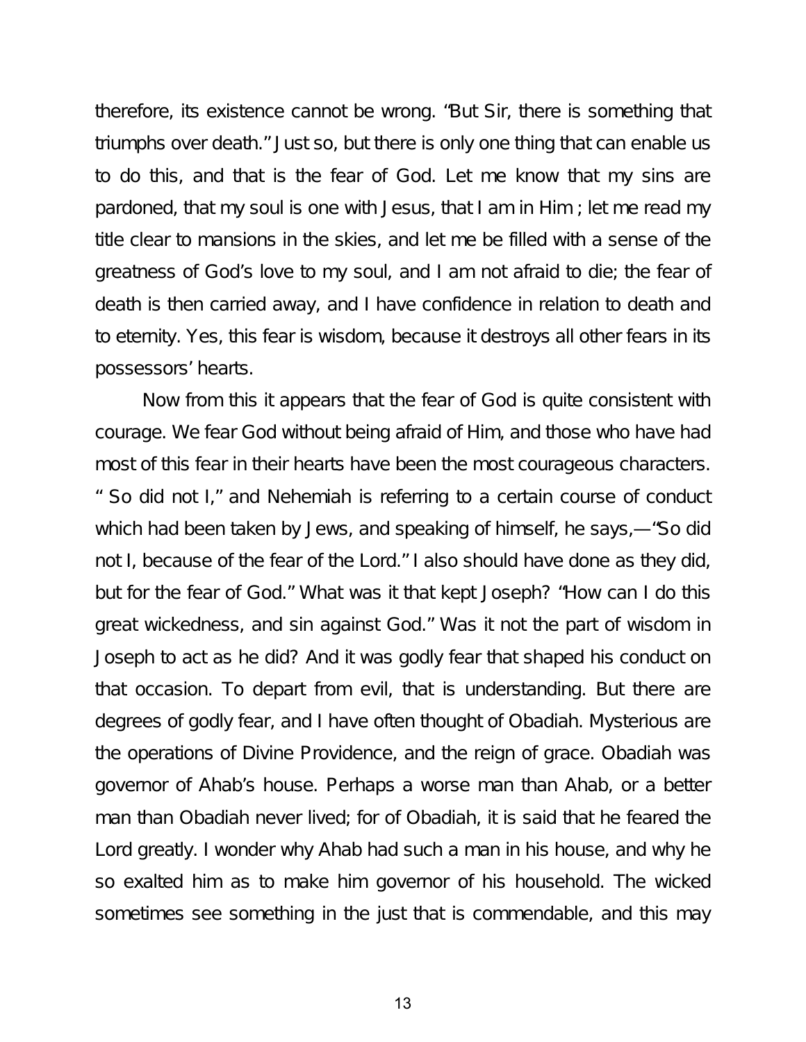therefore, its existence cannot be wrong. "But Sir, there is something that triumphs over death." Just so, but there is only one thing that can enable us to do this, and that is the fear of God. Let me know that my sins are pardoned, that my soul is one with Jesus, that I am in Him ; let me read my title clear to mansions in the skies, and let me be filled with a sense of the greatness of God's love to my soul, and I am not afraid to die; the fear of death is then carried away, and I have confidence in relation to death and to eternity. Yes, this fear is wisdom, because it destroys all other fears in its possessors' hearts.

Now from this it appears that the fear of God is quite consistent with courage. We fear God without being afraid of Him, and those who have had most of this fear in their hearts have been the most courageous characters. " So did not I," and Nehemiah is referring to a certain course of conduct which had been taken by Jews, and speaking of himself, he says,—"So did not I, because of the fear of the Lord." I also should have done as they did, but for the fear of God." What was it that kept Joseph? "How can I do this great wickedness, and sin against God." Was it not the part of wisdom in Joseph to act as he did? And it was godly fear that shaped his conduct on that occasion. To depart from evil, that is understanding. But there are degrees of godly fear, and I have often thought of Obadiah. Mysterious are the operations of Divine Providence, and the reign of grace. Obadiah was governor of Ahab's house. Perhaps a worse man than Ahab, or a better man than Obadiah never lived; for of Obadiah, it is said that he feared the Lord greatly. I wonder why Ahab had such a man in his house, and why he so exalted him as to make him governor of his household. The wicked sometimes see something in the just that is commendable, and this may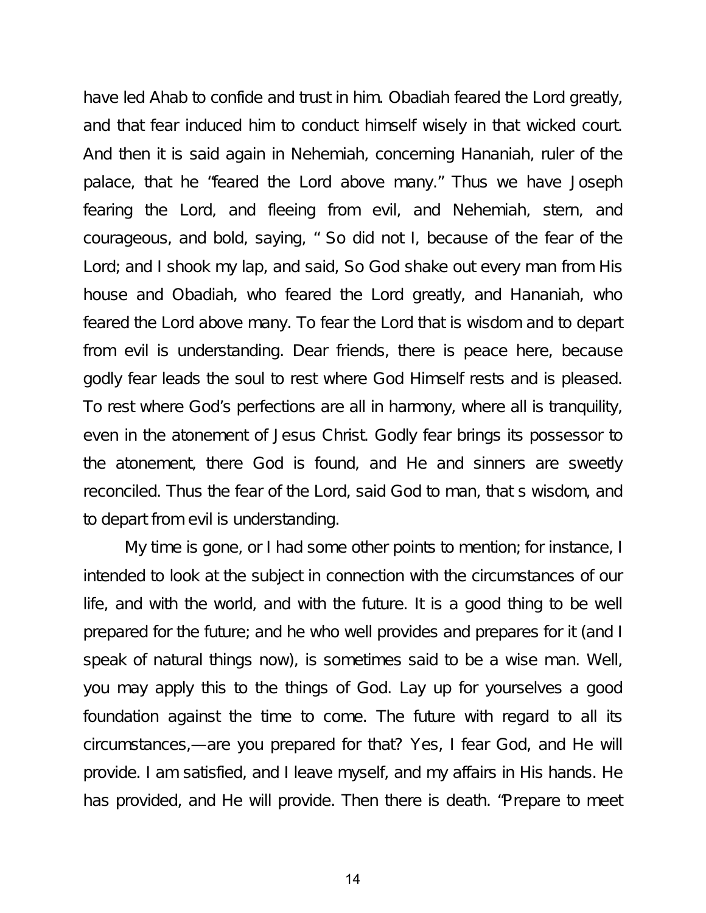have led Ahab to confide and trust in him. Obadiah feared the Lord greatly, and that fear induced him to conduct himself wisely in that wicked court. And then it is said again in Nehemiah, concerning Hananiah, ruler of the palace, that he "feared the Lord above many." Thus we have Joseph fearing the Lord, and fleeing from evil, and Nehemiah, stern, and courageous, and bold, saying, " So did not I, because of the fear of the Lord; and I shook my lap, and said, So God shake out every man from His house and Obadiah, who feared the Lord greatly, and Hananiah, who feared the Lord above many. To fear the Lord that is wisdom and to depart from evil is understanding. Dear friends, there is peace here, because godly fear leads the soul to rest where God Himself rests and is pleased. To rest where God's perfections are all in harmony, where all is tranquility, even in the atonement of Jesus Christ. Godly fear brings its possessor to the atonement, there God is found, and He and sinners are sweetly reconciled. Thus the fear of the Lord, said God to man, that s wisdom, and to depart from evil is understanding.

My time is gone, or I had some other points to mention; for instance, I intended to look at the subject in connection with the circumstances of our life, and with the world, and with the future. It is a good thing to be well prepared for the future; and he who well provides and prepares for it (and I speak of natural things now), is sometimes said to be a wise man. Well, you may apply this to the things of God. Lay up for yourselves a good foundation against the time to come. The future with regard to all its circumstances,—are you prepared for that? Yes, I fear God, and He will provide. I am satisfied, and I leave myself, and my affairs in His hands. He has provided, and He will provide. Then there is death. "Prepare to meet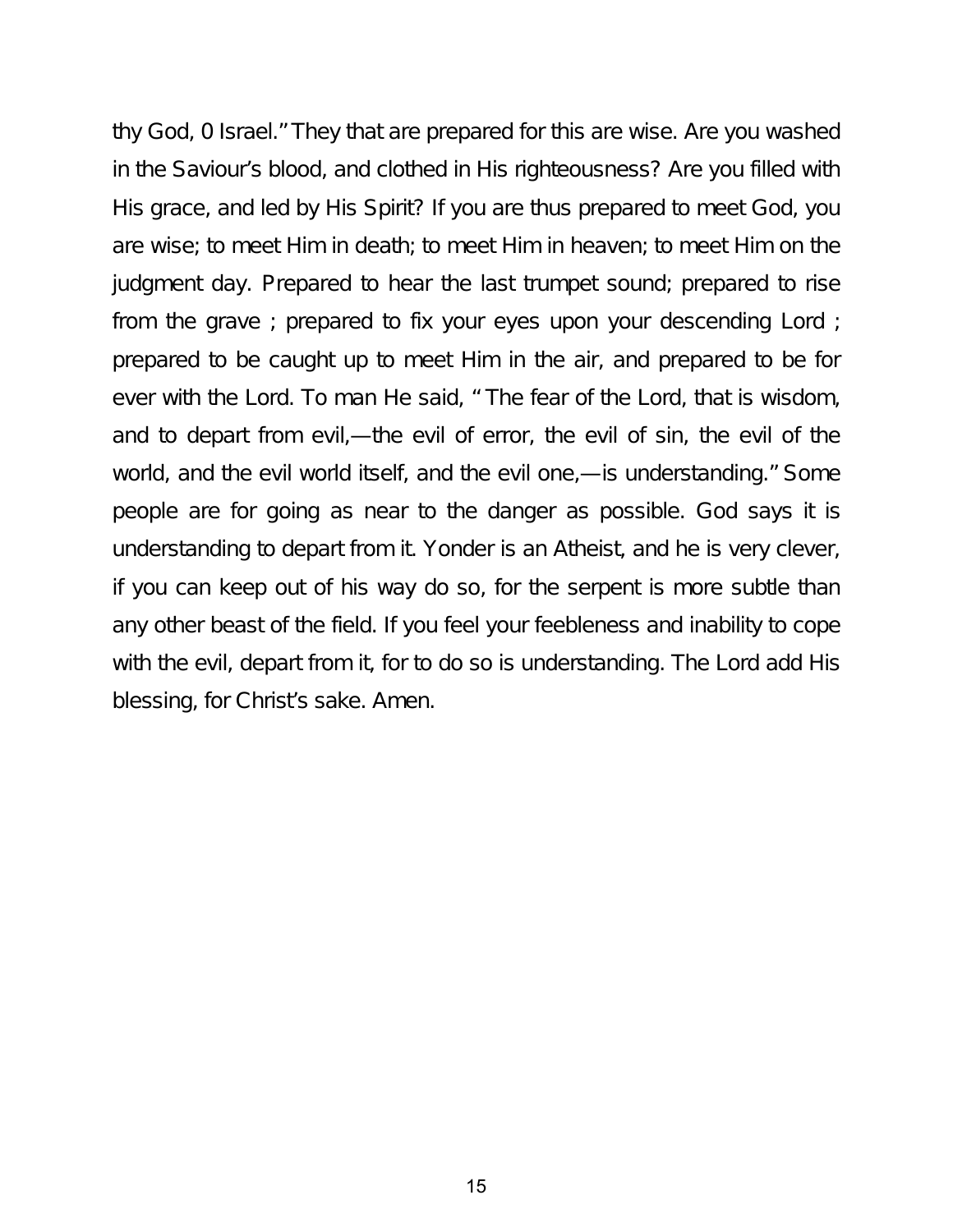thy God, 0 Israel." They that are prepared for this are wise. Are you washed in the Saviour's blood, and clothed in His righteousness? Are you filled with His grace, and led by His Spirit? If you are thus prepared to meet God, you are wise; to meet Him in death; to meet Him in heaven; to meet Him on the judgment day. Prepared to hear the last trumpet sound; prepared to rise from the grave ; prepared to fix your eyes upon your descending Lord ; prepared to be caught up to meet Him in the air, and prepared to be for ever with the Lord. To man He said, " The fear of the Lord, that is wisdom, and to depart from evil,—the evil of error, the evil of sin, the evil of the world, and the evil world itself, and the evil one,—is understanding." Some people are for going as near to the danger as possible. God says it is understanding to depart from it. Yonder is an Atheist, and he is very clever, if you can keep out of his way do so, for the serpent is more subtle than any other beast of the field. If you feel your feebleness and inability to cope with the evil, depart from it, for to do so is understanding. The Lord add His blessing, for Christ's sake. Amen.